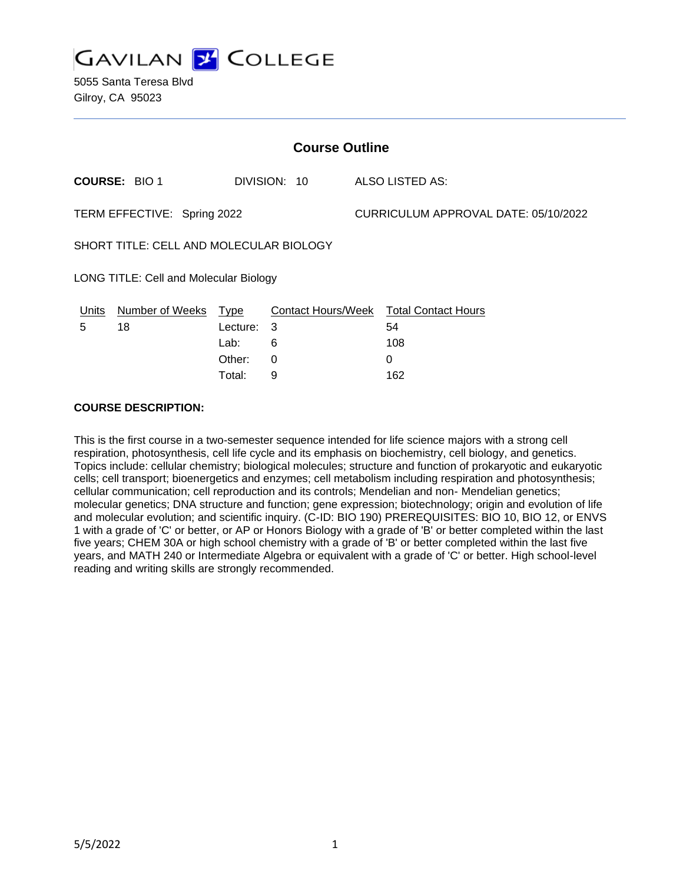# GAVILAN COLLEGE

5055 Santa Teresa Blvd
Gilroy, CA 95023

## Course Outline

**COURSE:** BIO 1 DIVISION: 10 ALSO LISTED AS:

TERM EFFECTIVE: Spring 2022 CURRICULUM APPROVAL DATE: 05/10/2022

SHORT TITLE: CELL AND MOLECULAR BIOLOGY

LONG TITLE: Cell and Molecular Biology

| Units | Number of Weeks | Type | Contact Hours/Week | Total Contact Hours |
|---|---|---|---|---|
| 5 | 18 | Lecture: | 3 | 54 |
| | | Lab: | 6 | 108 |
| | | Other: | 0 | 0 |
| | | Total: | 9 | 162 |

**COURSE DESCRIPTION:**

This is the first course in a two-semester sequence intended for life science majors with a strong cell respiration, photosynthesis, cell life cycle and its emphasis on biochemistry, cell biology, and genetics. Topics include: cellular chemistry; biological molecules; structure and function of prokaryotic and eukaryotic cells; cell transport; bioenergetics and enzymes; cell metabolism including respiration and photosynthesis; cellular communication; cell reproduction and its controls; Mendelian and non- Mendelian genetics; molecular genetics; DNA structure and function; gene expression; biotechnology; origin and evolution of life and molecular evolution; and scientific inquiry. (C-ID: BIO 190) PREREQUISITES: BIO 10, BIO 12, or ENVS 1 with a grade of 'C' or better, or AP or Honors Biology with a grade of 'B' or better completed within the last five years; CHEM 30A or high school chemistry with a grade of 'B' or better completed within the last five years, and MATH 240 or Intermediate Algebra or equivalent with a grade of 'C' or better. High school-level reading and writing skills are strongly recommended.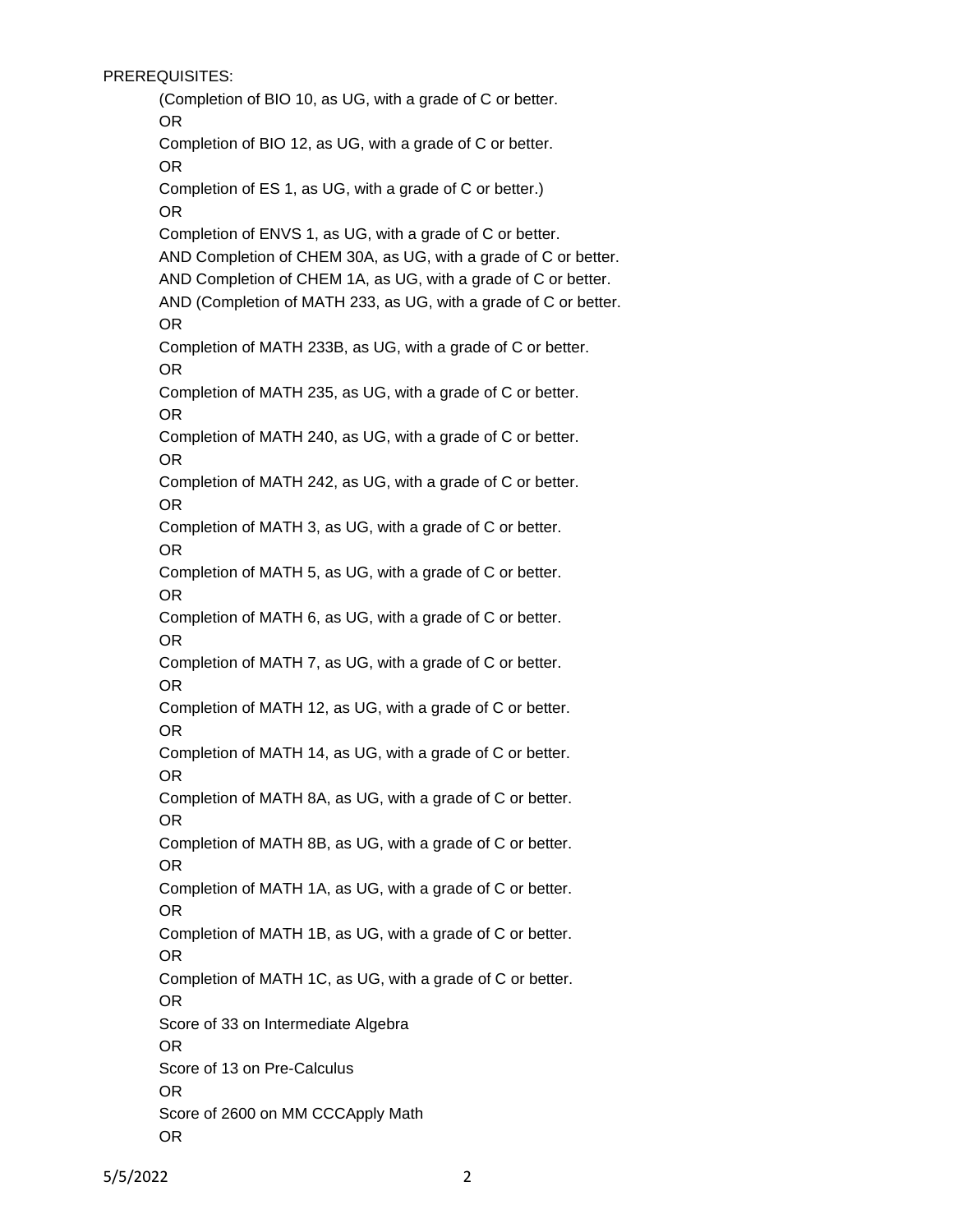PREREQUISITES:

(Completion of BIO 10, as UG, with a grade of C or better.
OR
Completion of BIO 12, as UG, with a grade of C or better.
OR
Completion of ES 1, as UG, with a grade of C or better.)
OR
Completion of ENVS 1, as UG, with a grade of C or better.
AND Completion of CHEM 30A, as UG, with a grade of C or better.
AND Completion of CHEM 1A, as UG, with a grade of C or better.
AND (Completion of MATH 233, as UG, with a grade of C or better.
OR
Completion of MATH 233B, as UG, with a grade of C or better.
OR
Completion of MATH 235, as UG, with a grade of C or better.
OR
Completion of MATH 240, as UG, with a grade of C or better.
OR
Completion of MATH 242, as UG, with a grade of C or better.
OR
Completion of MATH 3, as UG, with a grade of C or better.
OR
Completion of MATH 5, as UG, with a grade of C or better.
OR
Completion of MATH 6, as UG, with a grade of C or better.
OR
Completion of MATH 7, as UG, with a grade of C or better.
OR
Completion of MATH 12, as UG, with a grade of C or better.
OR
Completion of MATH 14, as UG, with a grade of C or better.
OR
Completion of MATH 8A, as UG, with a grade of C or better.
OR
Completion of MATH 8B, as UG, with a grade of C or better.
OR
Completion of MATH 1A, as UG, with a grade of C or better.
OR
Completion of MATH 1B, as UG, with a grade of C or better.
OR
Completion of MATH 1C, as UG, with a grade of C or better.
OR
Score of 33 on Intermediate Algebra
OR
Score of 13 on Pre-Calculus
OR
Score of 2600 on MM CCCApply Math
OR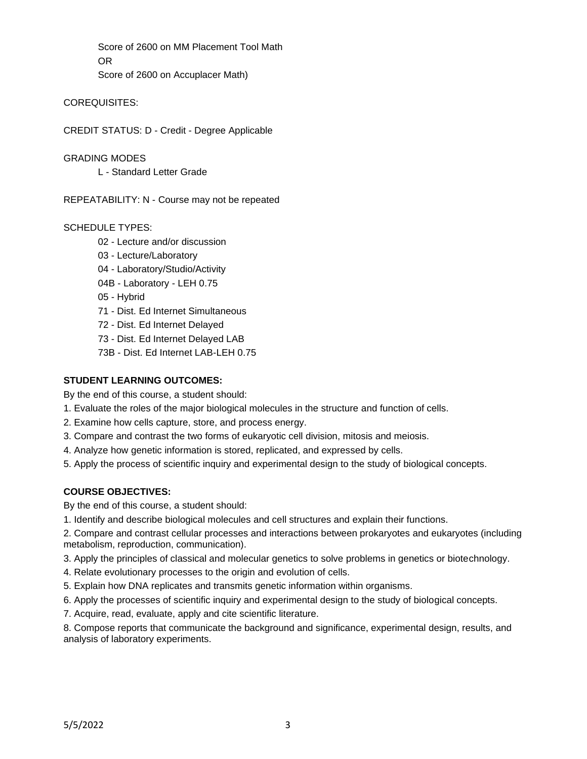Score of 2600 on MM Placement Tool Math
OR
Score of 2600 on Accuplacer Math)

COREQUISITES:

CREDIT STATUS: D - Credit - Degree Applicable

GRADING MODES

L - Standard Letter Grade

REPEATABILITY: N - Course may not be repeated

SCHEDULE TYPES:

02 - Lecture and/or discussion
03 - Lecture/Laboratory
04 - Laboratory/Studio/Activity
04B - Laboratory - LEH 0.75
05 - Hybrid
71 - Dist. Ed Internet Simultaneous
72 - Dist. Ed Internet Delayed
73 - Dist. Ed Internet Delayed LAB
73B - Dist. Ed Internet LAB-LEH 0.75

**STUDENT LEARNING OUTCOMES:**

By the end of this course, a student should:

1. Evaluate the roles of the major biological molecules in the structure and function of cells.
2. Examine how cells capture, store, and process energy.
3. Compare and contrast the two forms of eukaryotic cell division, mitosis and meiosis.
4. Analyze how genetic information is stored, replicated, and expressed by cells.
5. Apply the process of scientific inquiry and experimental design to the study of biological concepts.

**COURSE OBJECTIVES:**

By the end of this course, a student should:

1. Identify and describe biological molecules and cell structures and explain their functions.
2. Compare and contrast cellular processes and interactions between prokaryotes and eukaryotes (including metabolism, reproduction, communication).
3. Apply the principles of classical and molecular genetics to solve problems in genetics or biotechnology.
4. Relate evolutionary processes to the origin and evolution of cells.
5. Explain how DNA replicates and transmits genetic information within organisms.
6. Apply the processes of scientific inquiry and experimental design to the study of biological concepts.
7. Acquire, read, evaluate, apply and cite scientific literature.
8. Compose reports that communicate the background and significance, experimental design, results, and analysis of laboratory experiments.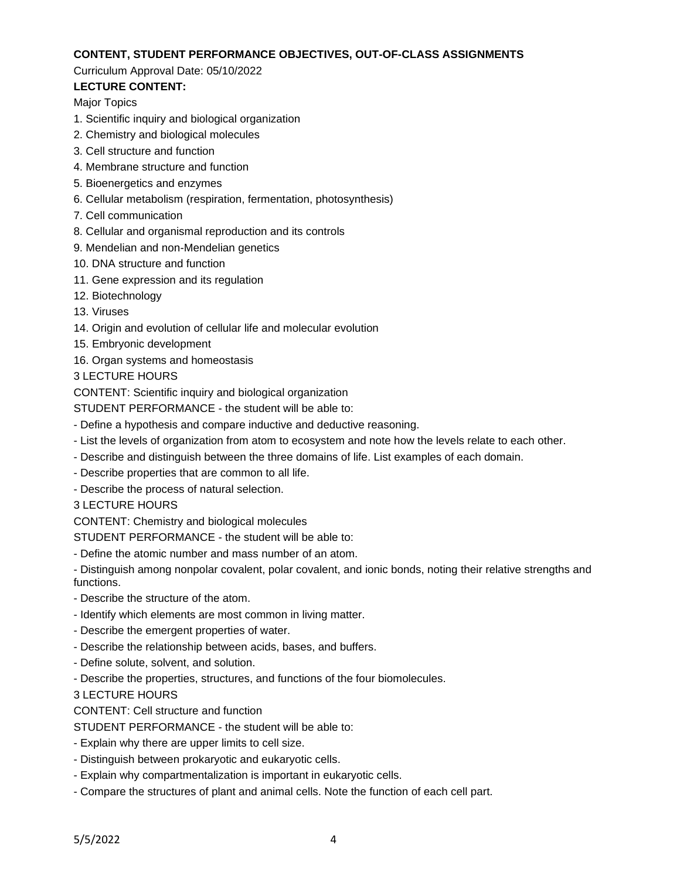**CONTENT, STUDENT PERFORMANCE OBJECTIVES, OUT-OF-CLASS ASSIGNMENTS**

Curriculum Approval Date: 05/10/2022

**LECTURE CONTENT:**

Major Topics

1. Scientific inquiry and biological organization
2. Chemistry and biological molecules
3. Cell structure and function
4. Membrane structure and function
5. Bioenergetics and enzymes
6. Cellular metabolism (respiration, fermentation, photosynthesis)
7. Cell communication
8. Cellular and organismal reproduction and its controls
9. Mendelian and non-Mendelian genetics
10. DNA structure and function
11. Gene expression and its regulation
12. Biotechnology
13. Viruses
14. Origin and evolution of cellular life and molecular evolution
15. Embryonic development
16. Organ systems and homeostasis

3 LECTURE HOURS

CONTENT: Scientific inquiry and biological organization

STUDENT PERFORMANCE - the student will be able to:

- Define a hypothesis and compare inductive and deductive reasoning.
- List the levels of organization from atom to ecosystem and note how the levels relate to each other.
- Describe and distinguish between the three domains of life. List examples of each domain.
- Describe properties that are common to all life.
- Describe the process of natural selection.

3 LECTURE HOURS

CONTENT: Chemistry and biological molecules

STUDENT PERFORMANCE - the student will be able to:

- Define the atomic number and mass number of an atom.
- Distinguish among nonpolar covalent, polar covalent, and ionic bonds, noting their relative strengths and functions.
- Describe the structure of the atom.
- Identify which elements are most common in living matter.
- Describe the emergent properties of water.
- Describe the relationship between acids, bases, and buffers.
- Define solute, solvent, and solution.
- Describe the properties, structures, and functions of the four biomolecules.

3 LECTURE HOURS

CONTENT: Cell structure and function

STUDENT PERFORMANCE - the student will be able to:

- Explain why there are upper limits to cell size.
- Distinguish between prokaryotic and eukaryotic cells.
- Explain why compartmentalization is important in eukaryotic cells.
- Compare the structures of plant and animal cells. Note the function of each cell part.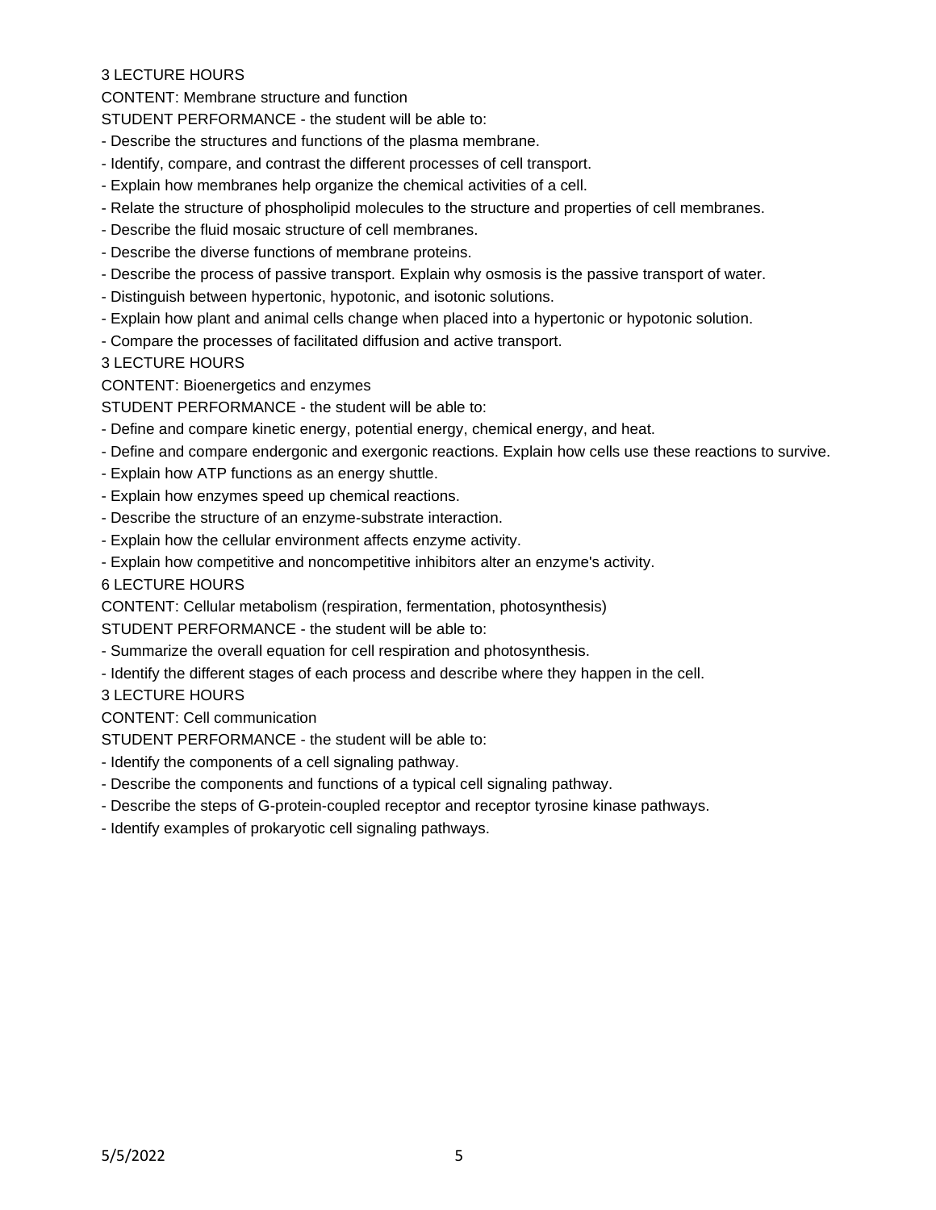3 LECTURE HOURS

CONTENT: Membrane structure and function

STUDENT PERFORMANCE - the student will be able to:

- Describe the structures and functions of the plasma membrane.
- Identify, compare, and contrast the different processes of cell transport.
- Explain how membranes help organize the chemical activities of a cell.
- Relate the structure of phospholipid molecules to the structure and properties of cell membranes.
- Describe the fluid mosaic structure of cell membranes.
- Describe the diverse functions of membrane proteins.
- Describe the process of passive transport. Explain why osmosis is the passive transport of water.
- Distinguish between hypertonic, hypotonic, and isotonic solutions.
- Explain how plant and animal cells change when placed into a hypertonic or hypotonic solution.
- Compare the processes of facilitated diffusion and active transport.

3 LECTURE HOURS

CONTENT: Bioenergetics and enzymes

STUDENT PERFORMANCE - the student will be able to:

- Define and compare kinetic energy, potential energy, chemical energy, and heat.
- Define and compare endergonic and exergonic reactions. Explain how cells use these reactions to survive.
- Explain how ATP functions as an energy shuttle.
- Explain how enzymes speed up chemical reactions.
- Describe the structure of an enzyme-substrate interaction.
- Explain how the cellular environment affects enzyme activity.
- Explain how competitive and noncompetitive inhibitors alter an enzyme's activity.

6 LECTURE HOURS

CONTENT: Cellular metabolism (respiration, fermentation, photosynthesis)

STUDENT PERFORMANCE - the student will be able to:

- Summarize the overall equation for cell respiration and photosynthesis.
- Identify the different stages of each process and describe where they happen in the cell.

3 LECTURE HOURS

CONTENT: Cell communication

STUDENT PERFORMANCE - the student will be able to:

- Identify the components of a cell signaling pathway.
- Describe the components and functions of a typical cell signaling pathway.
- Describe the steps of G-protein-coupled receptor and receptor tyrosine kinase pathways.
- Identify examples of prokaryotic cell signaling pathways.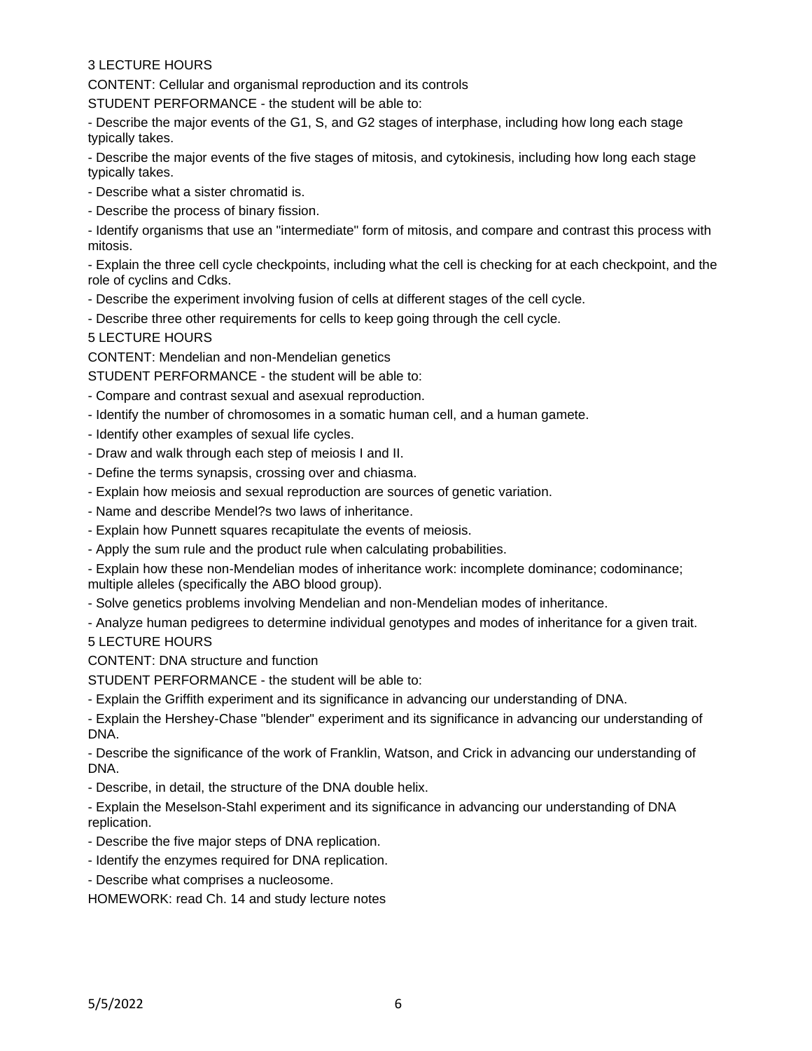3 LECTURE HOURS

CONTENT: Cellular and organismal reproduction and its controls

STUDENT PERFORMANCE - the student will be able to:

- Describe the major events of the G1, S, and G2 stages of interphase, including how long each stage typically takes.
- Describe the major events of the five stages of mitosis, and cytokinesis, including how long each stage typically takes.
- Describe what a sister chromatid is.
- Describe the process of binary fission.
- Identify organisms that use an "intermediate" form of mitosis, and compare and contrast this process with mitosis.
- Explain the three cell cycle checkpoints, including what the cell is checking for at each checkpoint, and the role of cyclins and Cdks.
- Describe the experiment involving fusion of cells at different stages of the cell cycle.
- Describe three other requirements for cells to keep going through the cell cycle.

5 LECTURE HOURS

CONTENT: Mendelian and non-Mendelian genetics

STUDENT PERFORMANCE - the student will be able to:

- Compare and contrast sexual and asexual reproduction.
- Identify the number of chromosomes in a somatic human cell, and a human gamete.
- Identify other examples of sexual life cycles.
- Draw and walk through each step of meiosis I and II.
- Define the terms synapsis, crossing over and chiasma.
- Explain how meiosis and sexual reproduction are sources of genetic variation.
- Name and describe Mendel?s two laws of inheritance.
- Explain how Punnett squares recapitulate the events of meiosis.
- Apply the sum rule and the product rule when calculating probabilities.
- Explain how these non-Mendelian modes of inheritance work: incomplete dominance; codominance; multiple alleles (specifically the ABO blood group).
- Solve genetics problems involving Mendelian and non-Mendelian modes of inheritance.
- Analyze human pedigrees to determine individual genotypes and modes of inheritance for a given trait.

5 LECTURE HOURS

CONTENT: DNA structure and function

STUDENT PERFORMANCE - the student will be able to:

- Explain the Griffith experiment and its significance in advancing our understanding of DNA.
- Explain the Hershey-Chase "blender" experiment and its significance in advancing our understanding of DNA.
- Describe the significance of the work of Franklin, Watson, and Crick in advancing our understanding of DNA.
- Describe, in detail, the structure of the DNA double helix.
- Explain the Meselson-Stahl experiment and its significance in advancing our understanding of DNA replication.
- Describe the five major steps of DNA replication.
- Identify the enzymes required for DNA replication.
- Describe what comprises a nucleosome.

HOMEWORK: read Ch. 14 and study lecture notes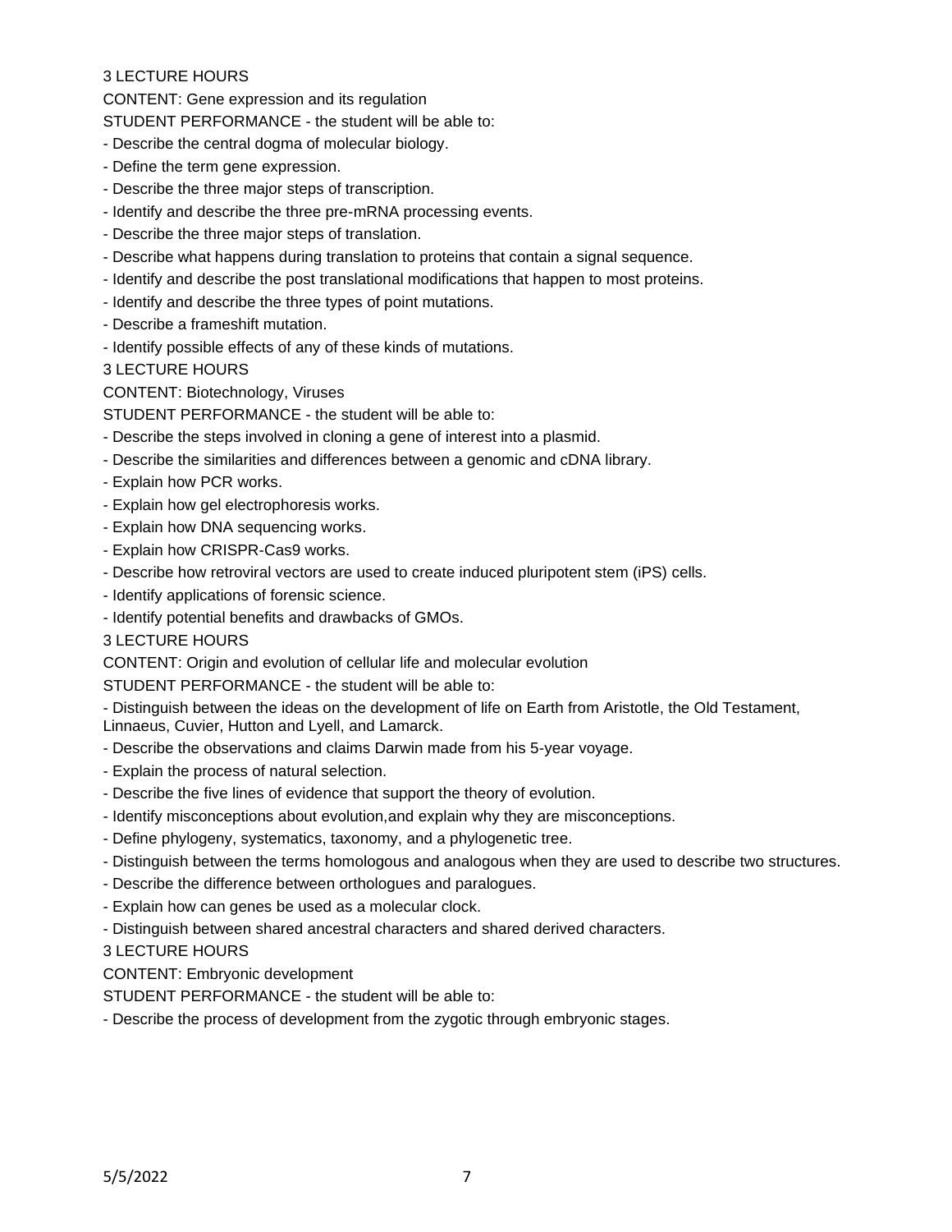3 LECTURE HOURS

CONTENT: Gene expression and its regulation

STUDENT PERFORMANCE - the student will be able to:

- Describe the central dogma of molecular biology.
- Define the term gene expression.
- Describe the three major steps of transcription.
- Identify and describe the three pre-mRNA processing events.
- Describe the three major steps of translation.
- Describe what happens during translation to proteins that contain a signal sequence.
- Identify and describe the post translational modifications that happen to most proteins.
- Identify and describe the three types of point mutations.
- Describe a frameshift mutation.
- Identify possible effects of any of these kinds of mutations.

3 LECTURE HOURS

CONTENT: Biotechnology, Viruses

STUDENT PERFORMANCE - the student will be able to:

- Describe the steps involved in cloning a gene of interest into a plasmid.
- Describe the similarities and differences between a genomic and cDNA library.
- Explain how PCR works.
- Explain how gel electrophoresis works.
- Explain how DNA sequencing works.
- Explain how CRISPR-Cas9 works.
- Describe how retroviral vectors are used to create induced pluripotent stem (iPS) cells.
- Identify applications of forensic science.
- Identify potential benefits and drawbacks of GMOs.

3 LECTURE HOURS

CONTENT: Origin and evolution of cellular life and molecular evolution

STUDENT PERFORMANCE - the student will be able to:

- Distinguish between the ideas on the development of life on Earth from Aristotle, the Old Testament, Linnaeus, Cuvier, Hutton and Lyell, and Lamarck.
- Describe the observations and claims Darwin made from his 5-year voyage.
- Explain the process of natural selection.
- Describe the five lines of evidence that support the theory of evolution.
- Identify misconceptions about evolution,and explain why they are misconceptions.
- Define phylogeny, systematics, taxonomy, and a phylogenetic tree.
- Distinguish between the terms homologous and analogous when they are used to describe two structures.
- Describe the difference between orthologues and paralogues.
- Explain how can genes be used as a molecular clock.
- Distinguish between shared ancestral characters and shared derived characters.

3 LECTURE HOURS

CONTENT: Embryonic development

STUDENT PERFORMANCE - the student will be able to:

- Describe the process of development from the zygotic through embryonic stages.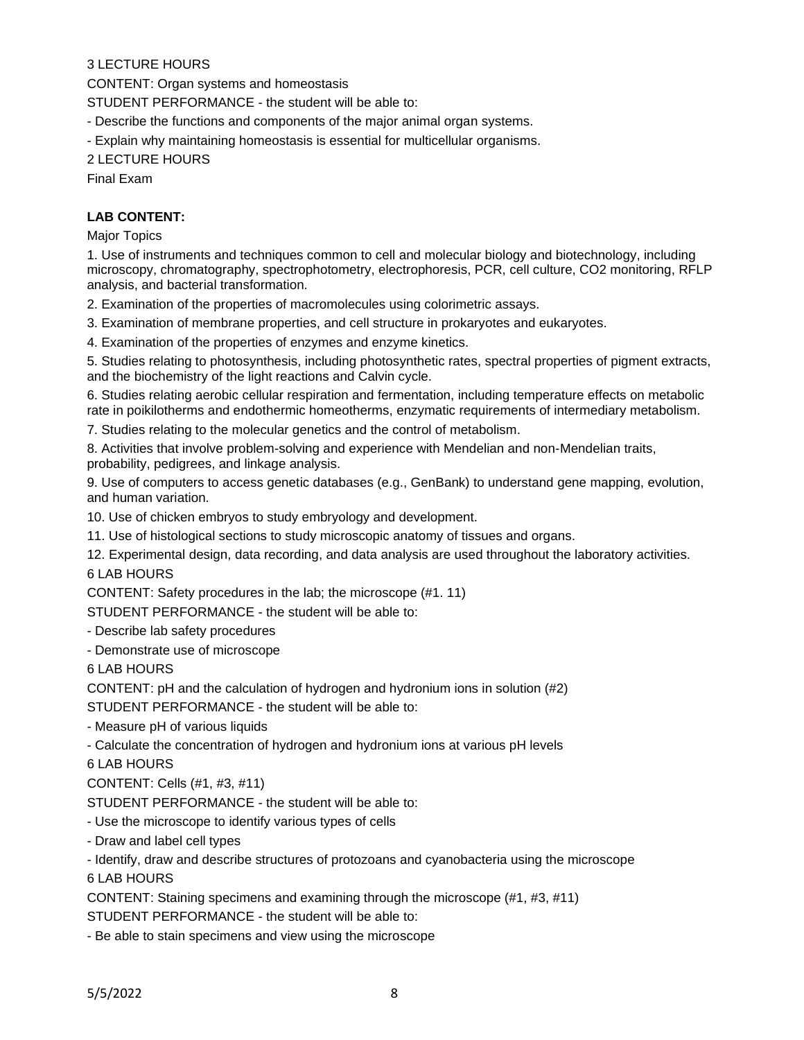3 LECTURE HOURS

CONTENT: Organ systems and homeostasis

STUDENT PERFORMANCE - the student will be able to:

- Describe the functions and components of the major animal organ systems.
- Explain why maintaining homeostasis is essential for multicellular organisms.

2 LECTURE HOURS

Final Exam

**LAB CONTENT:**

Major Topics

1. Use of instruments and techniques common to cell and molecular biology and biotechnology, including microscopy, chromatography, spectrophotometry, electrophoresis, PCR, cell culture, $CO_2$ monitoring, RFLP analysis, and bacterial transformation.
2. Examination of the properties of macromolecules using colorimetric assays.
3. Examination of membrane properties, and cell structure in prokaryotes and eukaryotes.
4. Examination of the properties of enzymes and enzyme kinetics.
5. Studies relating to photosynthesis, including photosynthetic rates, spectral properties of pigment extracts, and the biochemistry of the light reactions and Calvin cycle.
6. Studies relating aerobic cellular respiration and fermentation, including temperature effects on metabolic rate in poikilotherms and endothermic homeotherms, enzymatic requirements of intermediary metabolism.
7. Studies relating to the molecular genetics and the control of metabolism.
8. Activities that involve problem-solving and experience with Mendelian and non-Mendelian traits, probability, pedigrees, and linkage analysis.
9. Use of computers to access genetic databases (e.g., GenBank) to understand gene mapping, evolution, and human variation.
10. Use of chicken embryos to study embryology and development.
11. Use of histological sections to study microscopic anatomy of tissues and organs.
12. Experimental design, data recording, and data analysis are used throughout the laboratory activities.

6 LAB HOURS

CONTENT: Safety procedures in the lab; the microscope (#1. 11)

STUDENT PERFORMANCE - the student will be able to:

- Describe lab safety procedures
- Demonstrate use of microscope

6 LAB HOURS

CONTENT: pH and the calculation of hydrogen and hydronium ions in solution (#2)

STUDENT PERFORMANCE - the student will be able to:

- Measure pH of various liquids
- Calculate the concentration of hydrogen and hydronium ions at various pH levels

6 LAB HOURS

CONTENT: Cells (#1, #3, #11)

STUDENT PERFORMANCE - the student will be able to:

- Use the microscope to identify various types of cells
- Draw and label cell types
- Identify, draw and describe structures of protozoans and cyanobacteria using the microscope

6 LAB HOURS

CONTENT: Staining specimens and examining through the microscope (#1, #3, #11)

STUDENT PERFORMANCE - the student will be able to:

- Be able to stain specimens and view using the microscope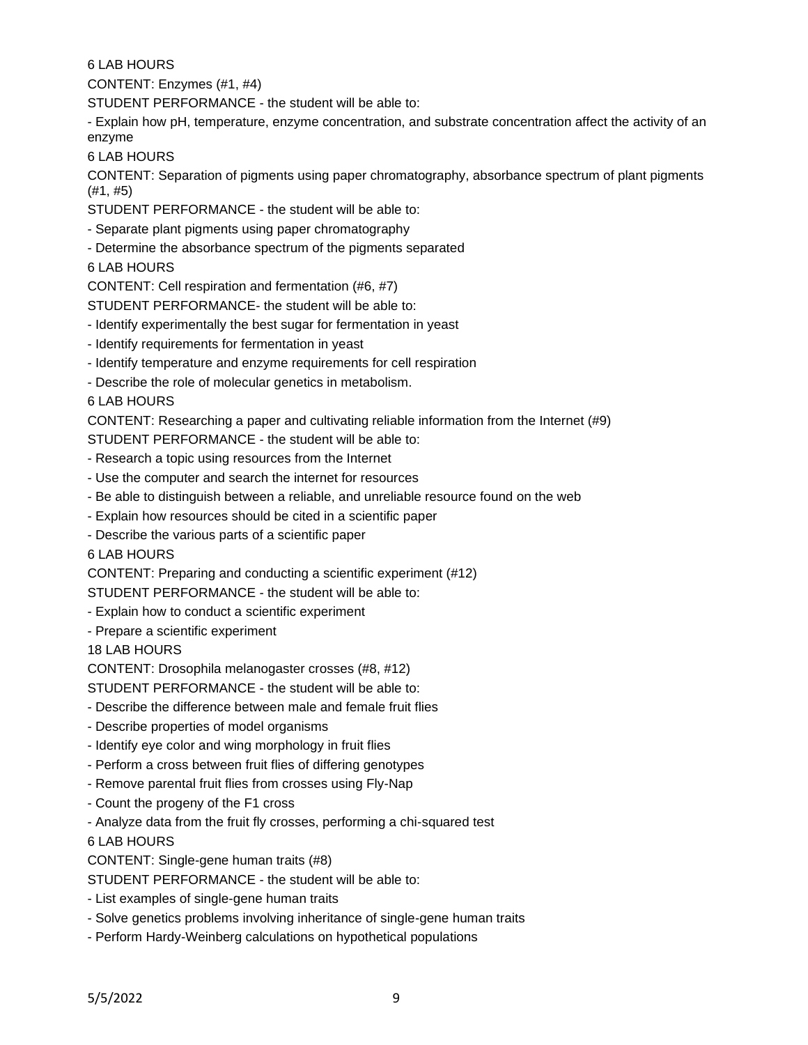6 LAB HOURS

CONTENT: Enzymes (#1, #4)

STUDENT PERFORMANCE - the student will be able to:

- Explain how pH, temperature, enzyme concentration, and substrate concentration affect the activity of an enzyme

6 LAB HOURS

CONTENT: Separation of pigments using paper chromatography, absorbance spectrum of plant pigments (#1, #5)

STUDENT PERFORMANCE - the student will be able to:

- Separate plant pigments using paper chromatography
- Determine the absorbance spectrum of the pigments separated

6 LAB HOURS

CONTENT: Cell respiration and fermentation (#6, #7)

STUDENT PERFORMANCE- the student will be able to:

- Identify experimentally the best sugar for fermentation in yeast
- Identify requirements for fermentation in yeast
- Identify temperature and enzyme requirements for cell respiration
- Describe the role of molecular genetics in metabolism.

6 LAB HOURS

CONTENT: Researching a paper and cultivating reliable information from the Internet (#9)

STUDENT PERFORMANCE - the student will be able to:

- Research a topic using resources from the Internet
- Use the computer and search the internet for resources
- Be able to distinguish between a reliable, and unreliable resource found on the web
- Explain how resources should be cited in a scientific paper
- Describe the various parts of a scientific paper

6 LAB HOURS

CONTENT: Preparing and conducting a scientific experiment (#12)

STUDENT PERFORMANCE - the student will be able to:

- Explain how to conduct a scientific experiment
- Prepare a scientific experiment

18 LAB HOURS

CONTENT: Drosophila melanogaster crosses (#8, #12)

STUDENT PERFORMANCE - the student will be able to:

- Describe the difference between male and female fruit flies
- Describe properties of model organisms
- Identify eye color and wing morphology in fruit flies
- Perform a cross between fruit flies of differing genotypes
- Remove parental fruit flies from crosses using Fly-Nap
- Count the progeny of the F1 cross
- Analyze data from the fruit fly crosses, performing a chi-squared test

6 LAB HOURS

CONTENT: Single-gene human traits (#8)

STUDENT PERFORMANCE - the student will be able to:

- List examples of single-gene human traits
- Solve genetics problems involving inheritance of single-gene human traits
- Perform Hardy-Weinberg calculations on hypothetical populations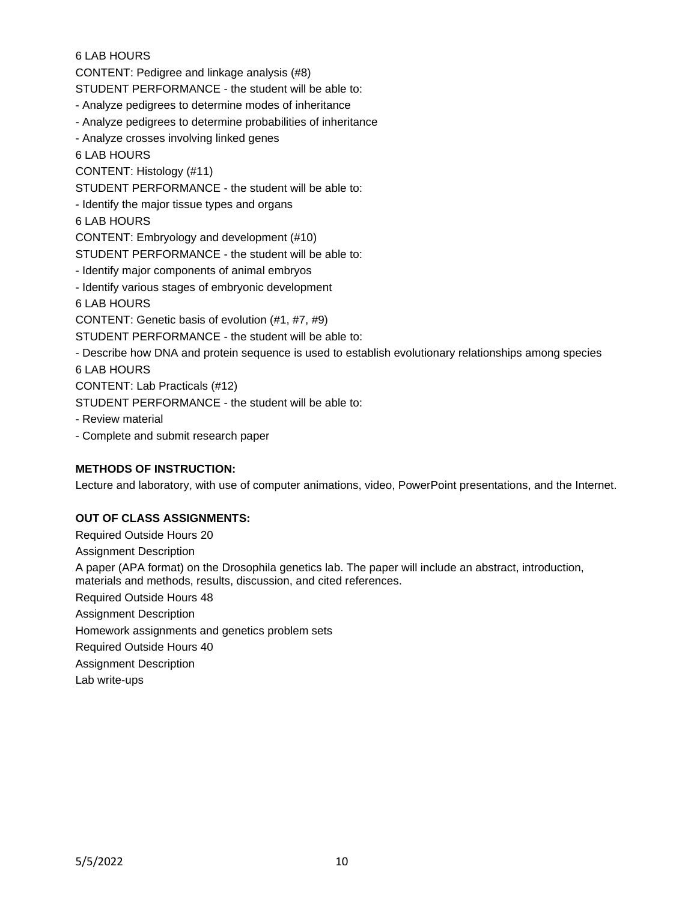6 LAB HOURS

CONTENT: Pedigree and linkage analysis (#8)

STUDENT PERFORMANCE - the student will be able to:

- Analyze pedigrees to determine modes of inheritance
- Analyze pedigrees to determine probabilities of inheritance
- Analyze crosses involving linked genes

6 LAB HOURS

CONTENT: Histology (#11)

STUDENT PERFORMANCE - the student will be able to:

- Identify the major tissue types and organs

6 LAB HOURS

CONTENT: Embryology and development (#10)

STUDENT PERFORMANCE - the student will be able to:

- Identify major components of animal embryos
- Identify various stages of embryonic development

6 LAB HOURS

CONTENT: Genetic basis of evolution (#1, #7, #9)

STUDENT PERFORMANCE - the student will be able to:

- Describe how DNA and protein sequence is used to establish evolutionary relationships among species

6 LAB HOURS

CONTENT: Lab Practicals (#12)

STUDENT PERFORMANCE - the student will be able to:

- Review material
- Complete and submit research paper

**METHODS OF INSTRUCTION:**

Lecture and laboratory, with use of computer animations, video, PowerPoint presentations, and the Internet.

**OUT OF CLASS ASSIGNMENTS:**

Required Outside Hours 20

Assignment Description

A paper (APA format) on the Drosophila genetics lab. The paper will include an abstract, introduction, materials and methods, results, discussion, and cited references.

Required Outside Hours 48

Assignment Description

Homework assignments and genetics problem sets

Required Outside Hours 40

Assignment Description

Lab write-ups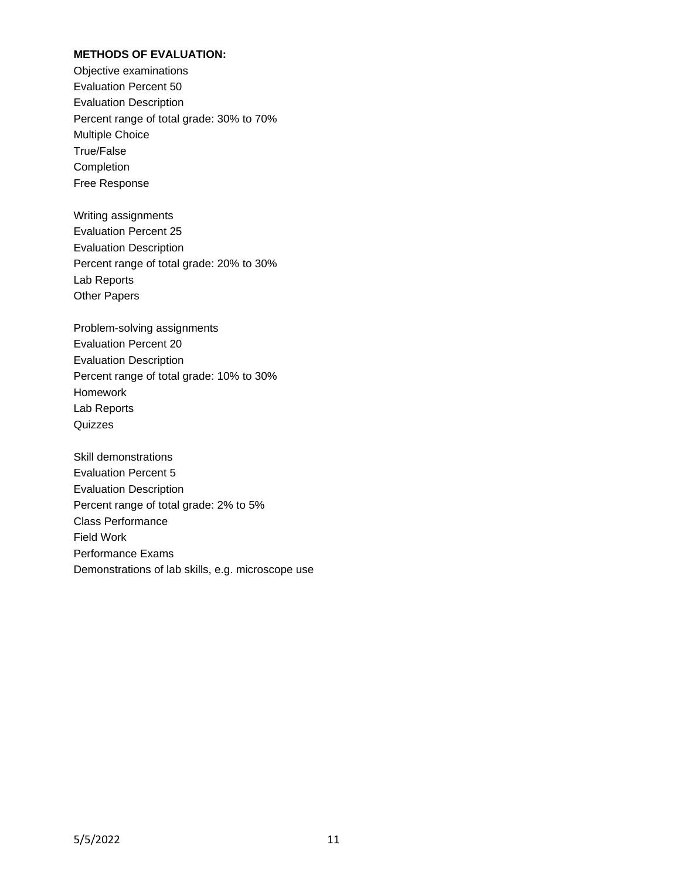**METHODS OF EVALUATION:**

Objective examinations
Evaluation Percent 50
Evaluation Description
Percent range of total grade: 30% to 70%
Multiple Choice
True/False
Completion
Free Response

Writing assignments
Evaluation Percent 25
Evaluation Description
Percent range of total grade: 20% to 30%
Lab Reports
Other Papers

Problem-solving assignments
Evaluation Percent 20
Evaluation Description
Percent range of total grade: 10% to 30%
Homework
Lab Reports
Quizzes

Skill demonstrations
Evaluation Percent 5
Evaluation Description
Percent range of total grade: 2% to 5%
Class Performance
Field Work
Performance Exams
Demonstrations of lab skills, e.g. microscope use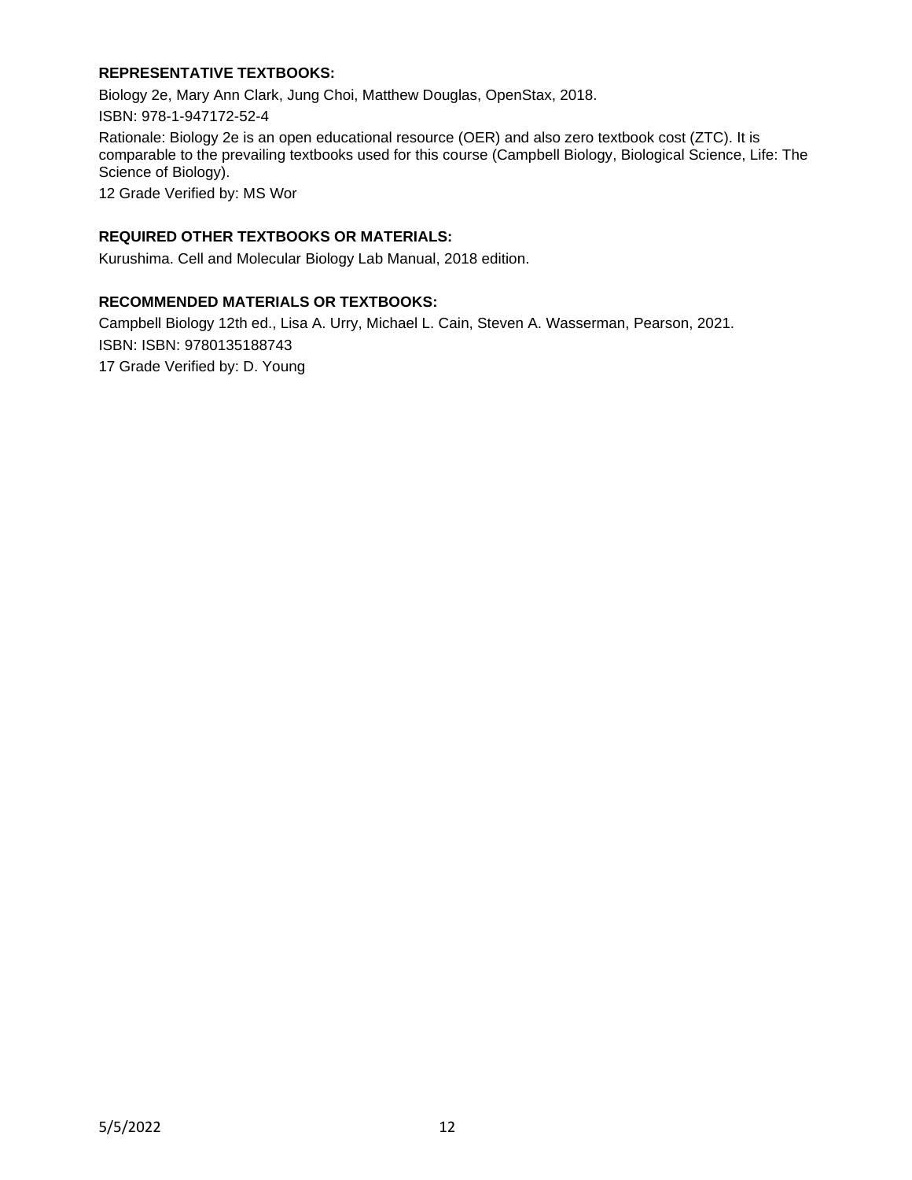**REPRESENTATIVE TEXTBOOKS:**

Biology 2e, Mary Ann Clark, Jung Choi, Matthew Douglas, OpenStax, 2018.

ISBN: 978-1-947172-52-4

Rationale: Biology 2e is an open educational resource (OER) and also zero textbook cost (ZTC). It is comparable to the prevailing textbooks used for this course (Campbell Biology, Biological Science, Life: The Science of Biology).

12 Grade Verified by: MS Wor

**REQUIRED OTHER TEXTBOOKS OR MATERIALS:**

Kurushima. Cell and Molecular Biology Lab Manual, 2018 edition.

**RECOMMENDED MATERIALS OR TEXTBOOKS:**

Campbell Biology 12th ed., Lisa A. Urry, Michael L. Cain, Steven A. Wasserman, Pearson, 2021.

ISBN: ISBN: 9780135188743

17 Grade Verified by: D. Young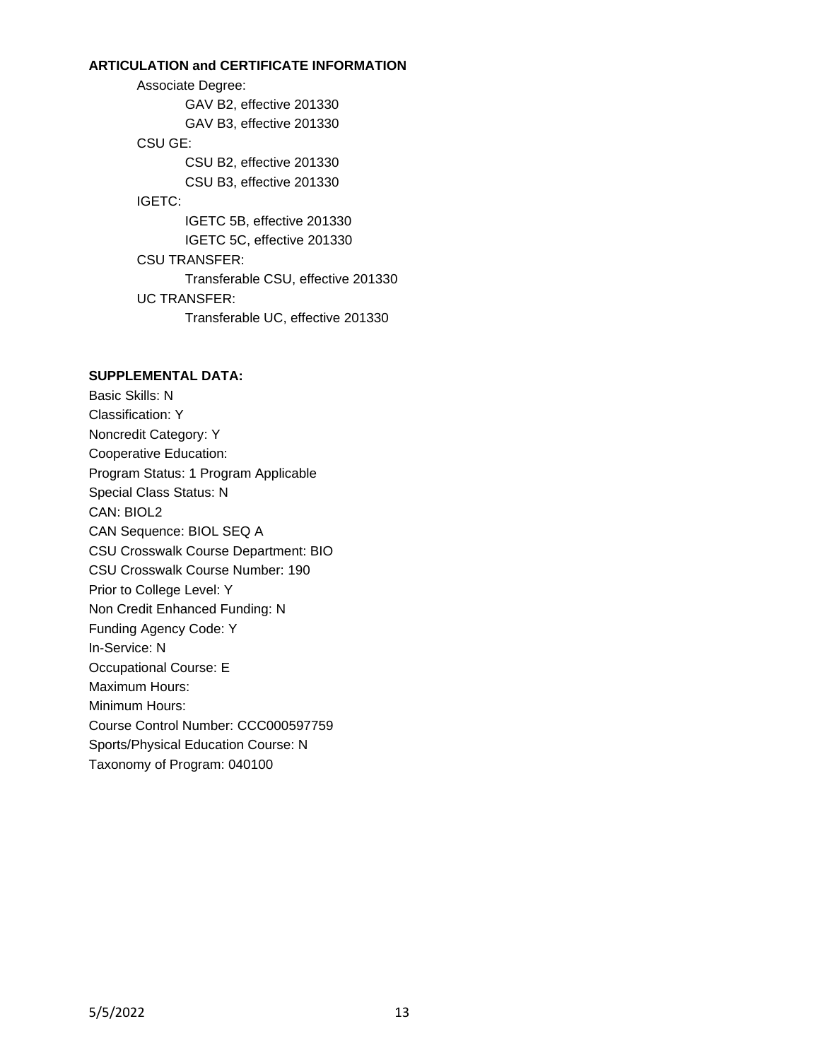**ARTICULATION and CERTIFICATE INFORMATION**

Associate Degree:
- GAV B2, effective 201330
- GAV B3, effective 201330

CSU GE:
- CSU B2, effective 201330
- CSU B3, effective 201330

IGETC:
- IGETC 5B, effective 201330
- IGETC 5C, effective 201330

CSU TRANSFER:
- Transferable CSU, effective 201330

UC TRANSFER:
- Transferable UC, effective 201330

**SUPPLEMENTAL DATA:**

Basic Skills: N
Classification: Y
Noncredit Category: Y
Cooperative Education:
Program Status: 1 Program Applicable
Special Class Status: N
CAN: BIOL2
CAN Sequence: BIOL SEQ A
CSU Crosswalk Course Department: BIO
CSU Crosswalk Course Number: 190
Prior to College Level: Y
Non Credit Enhanced Funding: N
Funding Agency Code: Y
In-Service: N
Occupational Course: E
Maximum Hours:
Minimum Hours:
Course Control Number: CCC000597759
Sports/Physical Education Course: N
Taxonomy of Program: 040100